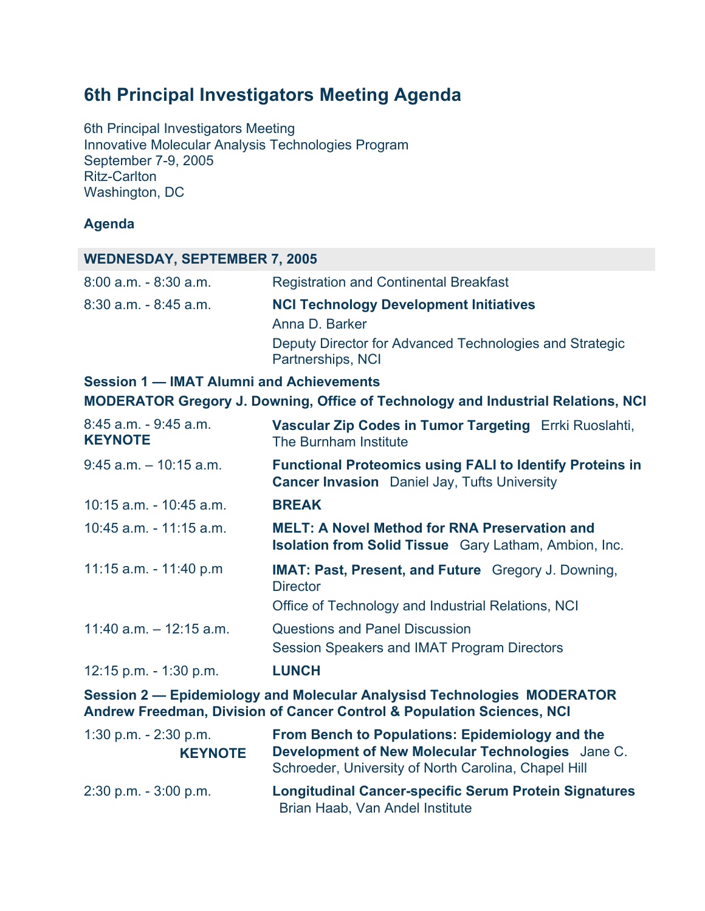# 6th Principal Investigators Meeting Agenda

6th Principal Investigators Meeting
Innovative Molecular Analysis Technologies Program
September 7-9, 2005
Ritz-Carlton
Washington, DC

**Agenda**

## WEDNESDAY, SEPTEMBER 7, 2005

| | |
|---|---|
| 8:00 a.m. - 8:30 a.m. | Registration and Continental Breakfast |
| 8:30 a.m. - 8:45 a.m. | **NCI Technology Development Initiatives**<br>Anna D. Barker<br>Deputy Director for Advanced Technologies and Strategic Partnerships, NCI |

**Session 1 — IMAT Alumni and Achievements**
**MODERATOR Gregory J. Downing, Office of Technology and Industrial Relations, NCI**

| | |
|---|---|
| 8:45 a.m. - 9:45 a.m.<br>**KEYNOTE** | **Vascular Zip Codes in Tumor Targeting** Errki Ruoslahti, The Burnham Institute |
| 9:45 a.m. – 10:15 a.m. | **Functional Proteomics using FALI to Identify Proteins in Cancer Invasion** Daniel Jay, Tufts University |
| 10:15 a.m. - 10:45 a.m. | **BREAK** |
| 10:45 a.m. - 11:15 a.m. | **MELT: A Novel Method for RNA Preservation and Isolation from Solid Tissue** Gary Latham, Ambion, Inc. |
| 11:15 a.m. - 11:40 p.m | **IMAT: Past, Present, and Future** Gregory J. Downing, Director<br>Office of Technology and Industrial Relations, NCI |
| 11:40 a.m. – 12:15 a.m. | Questions and Panel Discussion<br>Session Speakers and IMAT Program Directors |
| 12:15 p.m. - 1:30 p.m. | **LUNCH** |

**Session 2 — Epidemiology and Molecular Analysisd Technologies MODERATOR Andrew Freedman, Division of Cancer Control & Population Sciences, NCI**

| | |
|---|---|
| 1:30 p.m. - 2:30 p.m.<br>**KEYNOTE** | **From Bench to Populations: Epidemiology and the Development of New Molecular Technologies** Jane C. Schroeder, University of North Carolina, Chapel Hill |
| 2:30 p.m. - 3:00 p.m. | **Longitudinal Cancer-specific Serum Protein Signatures** Brian Haab, Van Andel Institute |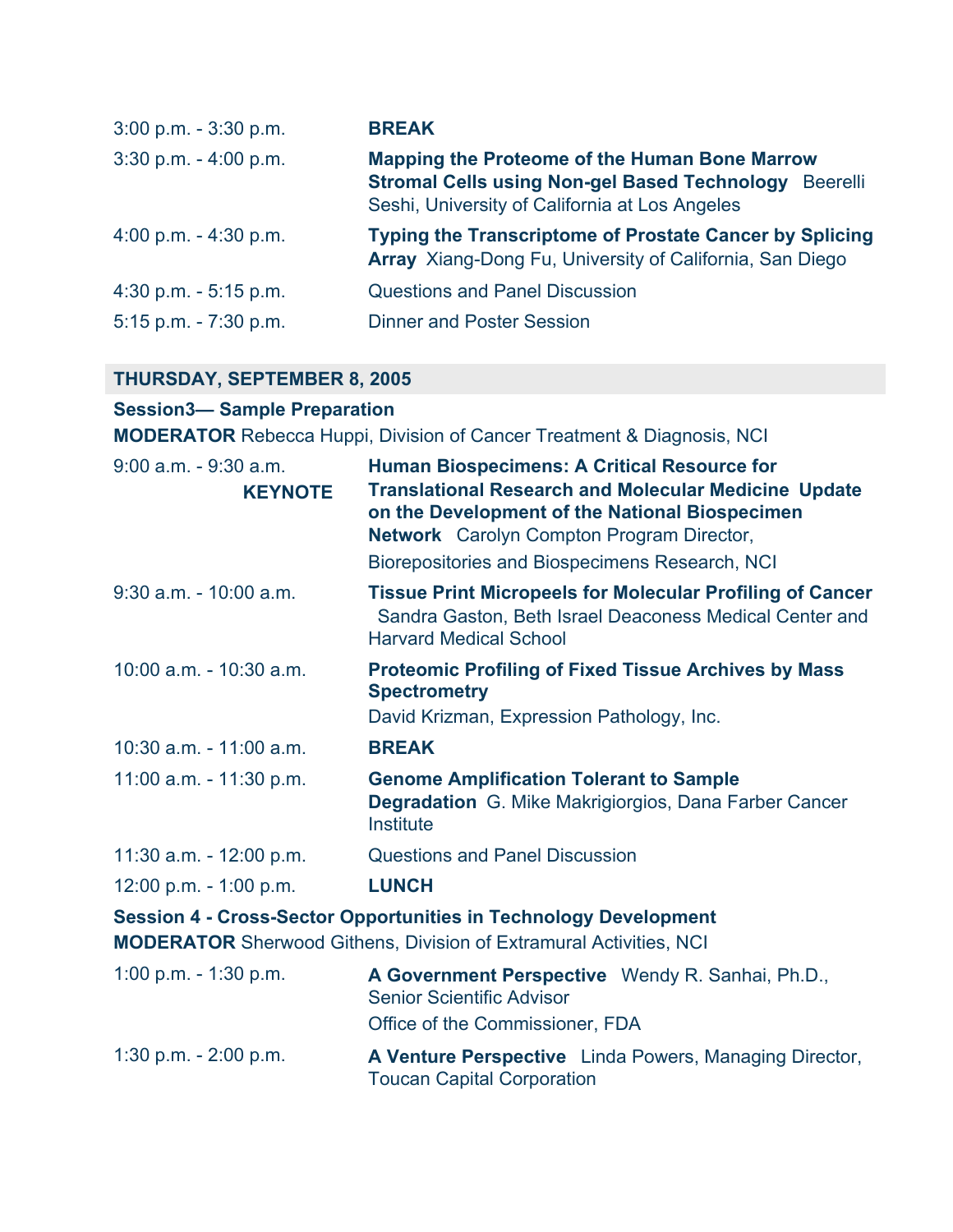| | |
|---|---|
| 3:00 p.m. - 3:30 p.m. | **BREAK** |
| 3:30 p.m. - 4:00 p.m. | **Mapping the Proteome of the Human Bone Marrow Stromal Cells using Non-gel Based Technology** Beerelli Seshi, University of California at Los Angeles |
| 4:00 p.m. - 4:30 p.m. | **Typing the Transcriptome of Prostate Cancer by Splicing Array** Xiang-Dong Fu, University of California, San Diego |
| 4:30 p.m. - 5:15 p.m. | Questions and Panel Discussion |
| 5:15 p.m. - 7:30 p.m. | Dinner and Poster Session |

## THURSDAY, SEPTEMBER 8, 2005

**Session3— Sample Preparation**

**MODERATOR** Rebecca Huppi, Division of Cancer Treatment & Diagnosis, NCI

| | |
|---|---|
| 9:00 a.m. - 9:30 a.m. **KEYNOTE** | **Human Biospecimens: A Critical Resource for Translational Research and Molecular Medicine Update on the Development of the National Biospecimen Network** Carolyn Compton Program Director, Biorepositories and Biospecimens Research, NCI |
| 9:30 a.m. - 10:00 a.m. | **Tissue Print Micropeels for Molecular Profiling of Cancer** Sandra Gaston, Beth Israel Deaconess Medical Center and Harvard Medical School |
| 10:00 a.m. - 10:30 a.m. | **Proteomic Profiling of Fixed Tissue Archives by Mass Spectrometry** David Krizman, Expression Pathology, Inc. |
| 10:30 a.m. - 11:00 a.m. | **BREAK** |
| 11:00 a.m. - 11:30 p.m. | **Genome Amplification Tolerant to Sample Degradation** G. Mike Makrigiorgios, Dana Farber Cancer Institute |
| 11:30 a.m. - 12:00 p.m. | Questions and Panel Discussion |
| 12:00 p.m. - 1:00 p.m. | **LUNCH** |

**Session 4 - Cross-Sector Opportunities in Technology Development**

**MODERATOR** Sherwood Githens, Division of Extramural Activities, NCI

| | |
|---|---|
| 1:00 p.m. - 1:30 p.m. | **A Government Perspective** Wendy R. Sanhai, Ph.D., Senior Scientific Advisor Office of the Commissioner, FDA |
| 1:30 p.m. - 2:00 p.m. | **A Venture Perspective** Linda Powers, Managing Director, Toucan Capital Corporation |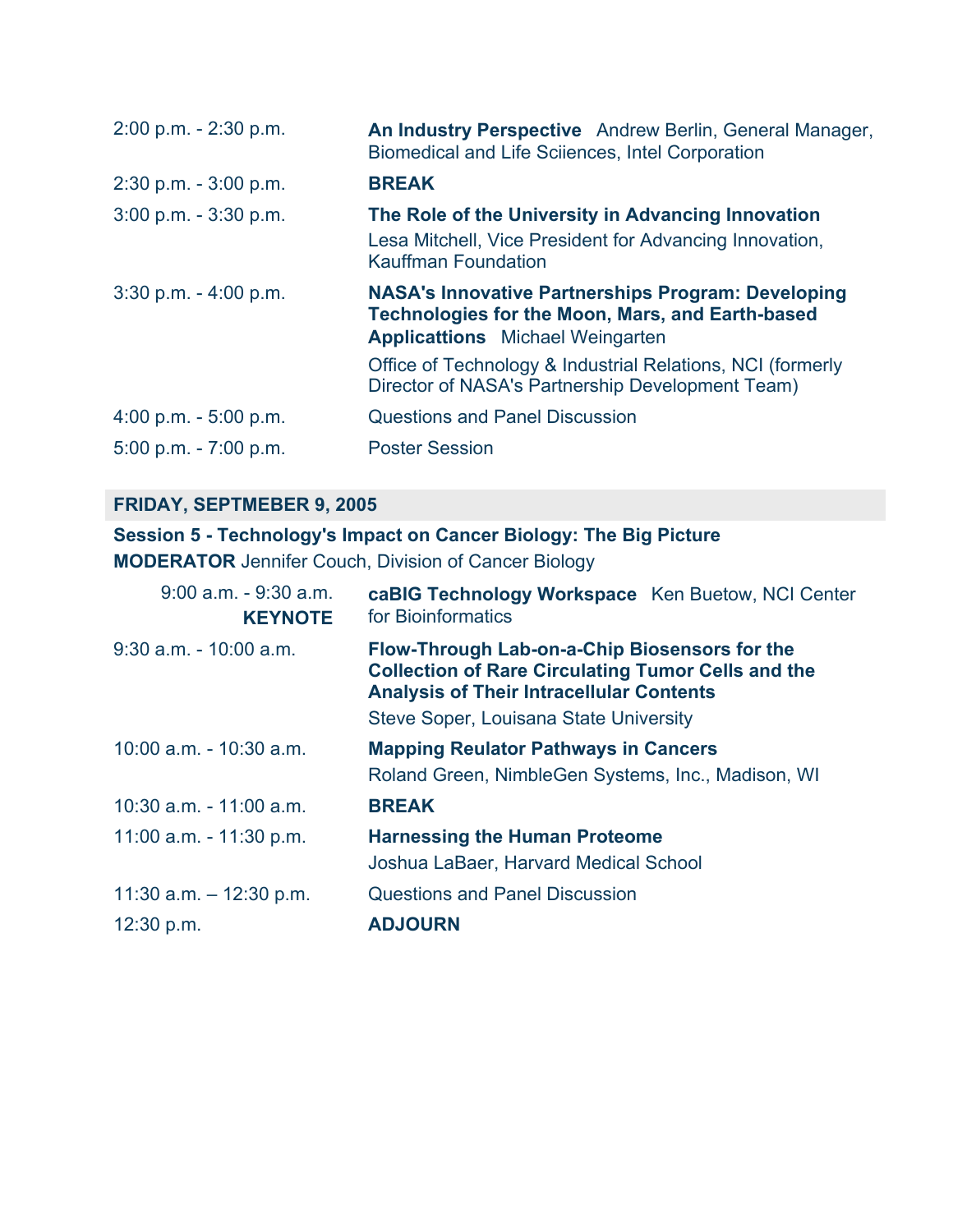| | |
|---|---|
| 2:00 p.m. - 2:30 p.m. | **An Industry Perspective** Andrew Berlin, General Manager, Biomedical and Life Sciiences, Intel Corporation |
| 2:30 p.m. - 3:00 p.m. | **BREAK** |
| 3:00 p.m. - 3:30 p.m. | **The Role of the University in Advancing Innovation** Lesa Mitchell, Vice President for Advancing Innovation, Kauffman Foundation |
| 3:30 p.m. - 4:00 p.m. | **NASA's Innovative Partnerships Program: Developing Technologies for the Moon, Mars, and Earth-based Applicattions** Michael Weingarten Office of Technology & Industrial Relations, NCI (formerly Director of NASA's Partnership Development Team) |
| 4:00 p.m. - 5:00 p.m. | Questions and Panel Discussion |
| 5:00 p.m. - 7:00 p.m. | Poster Session |

## FRIDAY, SEPTMEBER 9, 2005

**Session 5 - Technology's Impact on Cancer Biology: The Big Picture**

**MODERATOR** Jennifer Couch, Division of Cancer Biology

| | |
|---|---|
| 9:00 a.m. - 9:30 a.m. **KEYNOTE** | **caBIG Technology Workspace** Ken Buetow, NCI Center for Bioinformatics |
| 9:30 a.m. - 10:00 a.m. | **Flow-Through Lab-on-a-Chip Biosensors for the Collection of Rare Circulating Tumor Cells and the Analysis of Their Intracellular Contents** Steve Soper, Louisana State University |
| 10:00 a.m. - 10:30 a.m. | **Mapping Reulator Pathways in Cancers** Roland Green, NimbleGen Systems, Inc., Madison, WI |
| 10:30 a.m. - 11:00 a.m. | **BREAK** |
| 11:00 a.m. - 11:30 p.m. | **Harnessing the Human Proteome** Joshua LaBaer, Harvard Medical School |
| 11:30 a.m. – 12:30 p.m. | Questions and Panel Discussion |
| 12:30 p.m. | **ADJOURN** |